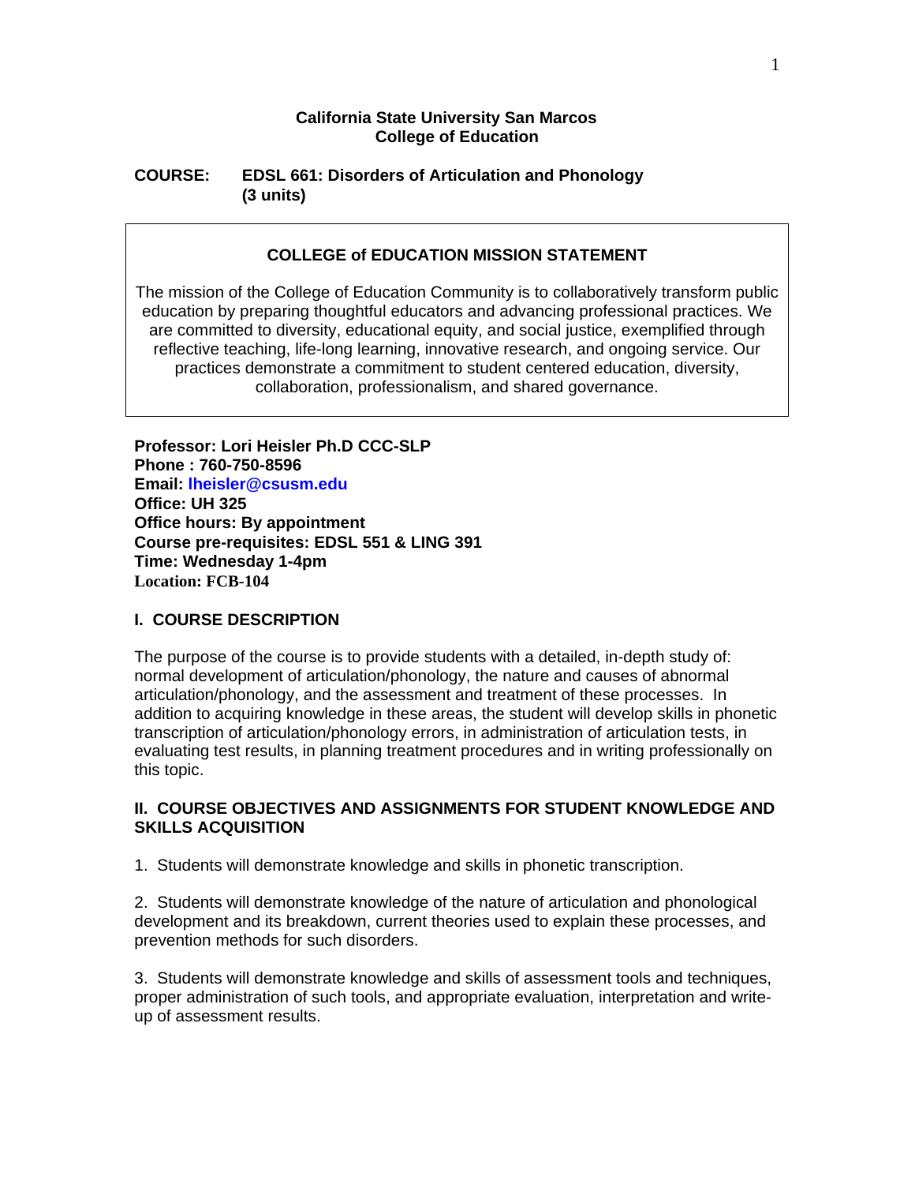**California State University San Marcos**
**College of Education**

**COURSE: EDSL 661: Disorders of Articulation and Phonology (3 units)**

> **COLLEGE of EDUCATION MISSION STATEMENT**
>
> The mission of the College of Education Community is to collaboratively transform public education by preparing thoughtful educators and advancing professional practices. We are committed to diversity, educational equity, and social justice, exemplified through reflective teaching, life-long learning, innovative research, and ongoing service. Our practices demonstrate a commitment to student centered education, diversity, collaboration, professionalism, and shared governance.

**Professor: Lori Heisler Ph.D CCC-SLP**
**Phone : 760-750-8596**
**Email: lheisler@csusm.edu**
**Office: UH 325**
**Office hours: By appointment**
**Course pre-requisites: EDSL 551 & LING 391**
**Time: Wednesday 1-4pm**
**Location: FCB-104**

## I. COURSE DESCRIPTION

The purpose of the course is to provide students with a detailed, in-depth study of: normal development of articulation/phonology, the nature and causes of abnormal articulation/phonology, and the assessment and treatment of these processes. In addition to acquiring knowledge in these areas, the student will develop skills in phonetic transcription of articulation/phonology errors, in administration of articulation tests, in evaluating test results, in planning treatment procedures and in writing professionally on this topic.

## II. COURSE OBJECTIVES AND ASSIGNMENTS FOR STUDENT KNOWLEDGE AND SKILLS ACQUISITION

1. Students will demonstrate knowledge and skills in phonetic transcription.

2. Students will demonstrate knowledge of the nature of articulation and phonological development and its breakdown, current theories used to explain these processes, and prevention methods for such disorders.

3. Students will demonstrate knowledge and skills of assessment tools and techniques, proper administration of such tools, and appropriate evaluation, interpretation and write-up of assessment results.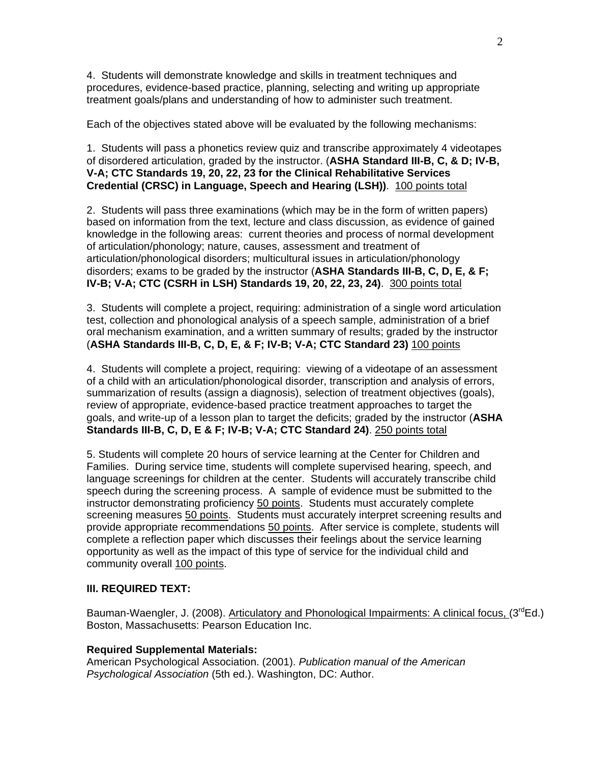4. Students will demonstrate knowledge and skills in treatment techniques and procedures, evidence-based practice, planning, selecting and writing up appropriate treatment goals/plans and understanding of how to administer such treatment.

Each of the objectives stated above will be evaluated by the following mechanisms:

1. Students will pass a phonetics review quiz and transcribe approximately 4 videotapes of disordered articulation, graded by the instructor. (**ASHA Standard III-B, C, & D; IV-B, V-A; CTC Standards 19, 20, 22, 23 for the Clinical Rehabilitative Services Credential (CRSC) in Language, Speech and Hearing (LSH))**. <u>100 points total</u>

2. Students will pass three examinations (which may be in the form of written papers) based on information from the text, lecture and class discussion, as evidence of gained knowledge in the following areas: current theories and process of normal development of articulation/phonology; nature, causes, assessment and treatment of articulation/phonological disorders; multicultural issues in articulation/phonology disorders; exams to be graded by the instructor (**ASHA Standards III-B, C, D, E, & F; IV-B; V-A; CTC (CSRH in LSH) Standards 19, 20, 22, 23, 24)**. <u>300 points total</u>

3. Students will complete a project, requiring: administration of a single word articulation test, collection and phonological analysis of a speech sample, administration of a brief oral mechanism examination, and a written summary of results; graded by the instructor (**ASHA Standards III-B, C, D, E, & F; IV-B; V-A; CTC Standard 23)** <u>100 points</u>

4. Students will complete a project, requiring: viewing of a videotape of an assessment of a child with an articulation/phonological disorder, transcription and analysis of errors, summarization of results (assign a diagnosis), selection of treatment objectives (goals), review of appropriate, evidence-based practice treatment approaches to target the goals, and write-up of a lesson plan to target the deficits; graded by the instructor (**ASHA Standards III-B, C, D, E & F; IV-B; V-A; CTC Standard 24)**. <u>250 points total</u>

5. Students will complete 20 hours of service learning at the Center for Children and Families. During service time, students will complete supervised hearing, speech, and language screenings for children at the center. Students will accurately transcribe child speech during the screening process. A sample of evidence must be submitted to the instructor demonstrating proficiency <u>50 points</u>. Students must accurately complete screening measures <u>50 points</u>. Students must accurately interpret screening results and provide appropriate recommendations <u>50 points</u>. After service is complete, students will complete a reflection paper which discusses their feelings about the service learning opportunity as well as the impact of this type of service for the individual child and community overall <u>100 points</u>.

### III. REQUIRED TEXT:

Bauman-Waengler, J. (2008). <u>Articulatory and Phonological Impairments: A clinical focus,</u> (3rd Ed.) Boston, Massachusetts: Pearson Education Inc.

**Required Supplemental Materials:**
American Psychological Association. (2001). *Publication manual of the American Psychological Association* (5th ed.). Washington, DC: Author.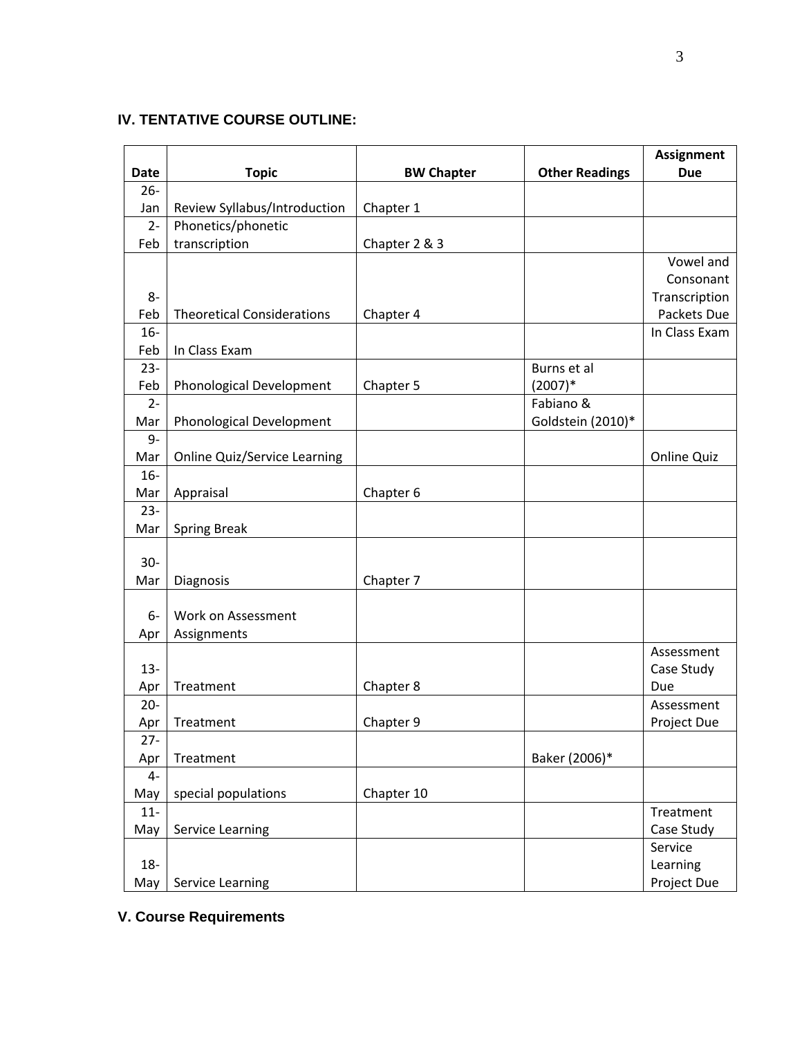## IV. TENTATIVE COURSE OUTLINE:

| Date | Topic | BW Chapter | Other Readings | Assignment Due |
|---|---|---|---|---|
| 26-Jan | Review Syllabus/Introduction | Chapter 1 | | |
| 2-Feb | Phonetics/phonetic transcription | Chapter 2 & 3 | | |
| 8-Feb | Theoretical Considerations | Chapter 4 | | Vowel and Consonant Transcription Packets Due |
| 16-Feb | In Class Exam | | | In Class Exam |
| 23-Feb | Phonological Development | Chapter 5 | Burns et al (2007)* | |
| 2-Mar | Phonological Development | | Fabiano & Goldstein (2010)* | |
| 9-Mar | Online Quiz/Service Learning | | | Online Quiz |
| 16-Mar | Appraisal | Chapter 6 | | |
| 23-Mar | Spring Break | | | |
| 30-Mar | Diagnosis | Chapter 7 | | |
| 6-Apr | Work on Assessment Assignments | | | |
| 13-Apr | Treatment | Chapter 8 | | Assessment Case Study Due |
| 20-Apr | Treatment | Chapter 9 | | Assessment Project Due |
| 27-Apr | Treatment | | Baker (2006)* | |
| 4-May | special populations | Chapter 10 | | |
| 11-May | Service Learning | | | Treatment Case Study |
| 18-May | Service Learning | | | Service Learning Project Due |

## V. Course Requirements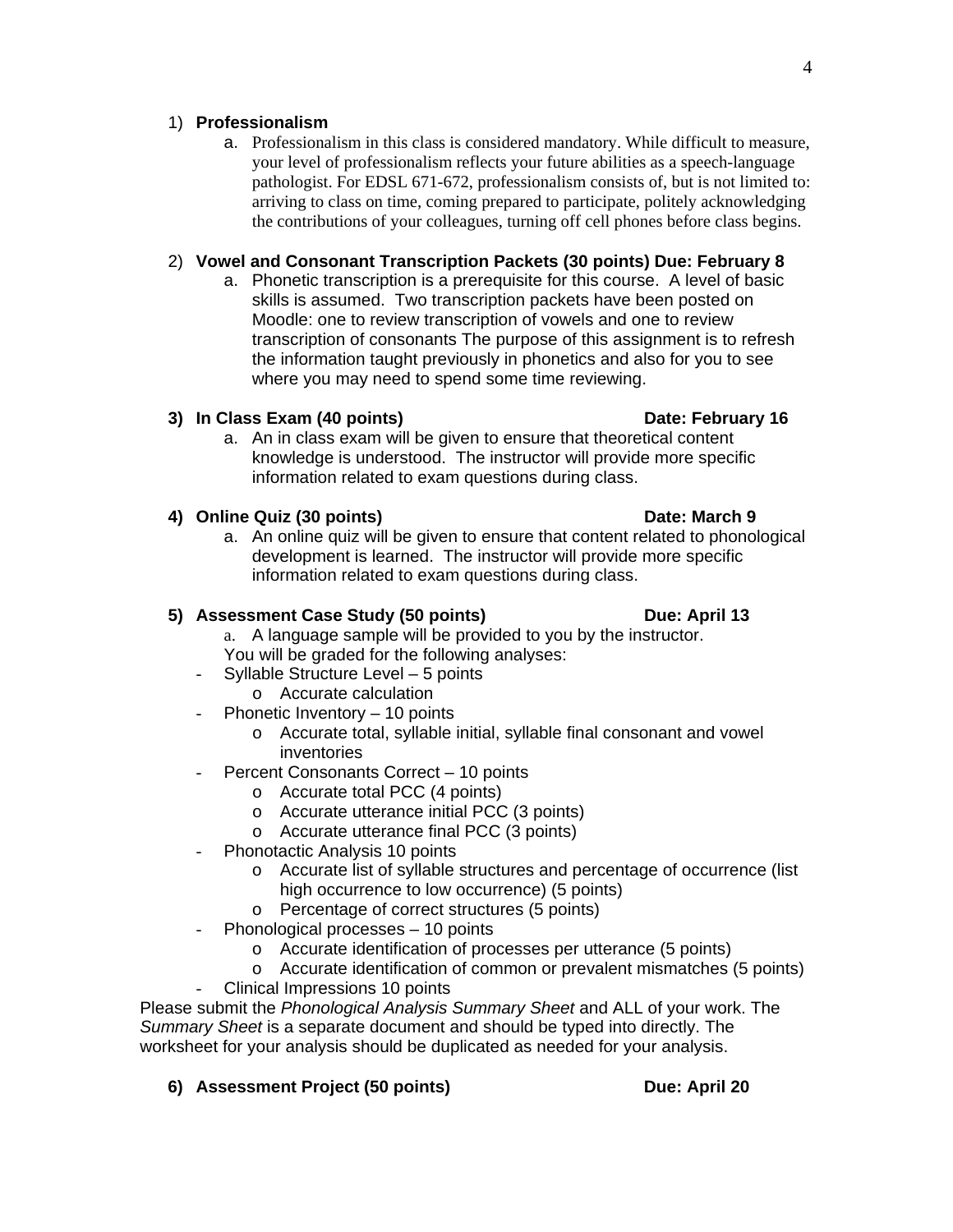1) **Professionalism**

   a. Professionalism in this class is considered mandatory. While difficult to measure, your level of professionalism reflects your future abilities as a speech-language pathologist. For EDSL 671-672, professionalism consists of, but is not limited to: arriving to class on time, coming prepared to participate, politely acknowledging the contributions of your colleagues, turning off cell phones before class begins.

2) **Vowel and Consonant Transcription Packets (30 points) Due: February 8**

   a. Phonetic transcription is a prerequisite for this course. A level of basic skills is assumed. Two transcription packets have been posted on Moodle: one to review transcription of vowels and one to review transcription of consonants The purpose of this assignment is to refresh the information taught previously in phonetics and also for you to see where you may need to spend some time reviewing.

3) **In Class Exam (40 points) Date: February 16**

   a. An in class exam will be given to ensure that theoretical content knowledge is understood. The instructor will provide more specific information related to exam questions during class.

4) **Online Quiz (30 points) Date: March 9**

   a. An online quiz will be given to ensure that content related to phonological development is learned. The instructor will provide more specific information related to exam questions during class.

5) **Assessment Case Study (50 points) Due: April 13**

   a. A language sample will be provided to you by the instructor.
   You will be graded for the following analyses:

   - Syllable Structure Level – 5 points
     - Accurate calculation
   - Phonetic Inventory – 10 points
     - Accurate total, syllable initial, syllable final consonant and vowel inventories
   - Percent Consonants Correct – 10 points
     - Accurate total PCC (4 points)
     - Accurate utterance initial PCC (3 points)
     - Accurate utterance final PCC (3 points)
   - Phonotactic Analysis 10 points
     - Accurate list of syllable structures and percentage of occurrence (list high occurrence to low occurrence) (5 points)
     - Percentage of correct structures (5 points)
   - Phonological processes – 10 points
     - Accurate identification of processes per utterance (5 points)
     - Accurate identification of common or prevalent mismatches (5 points)
   - Clinical Impressions 10 points

Please submit the *Phonological Analysis Summary Sheet* and ALL of your work. The *Summary Sheet* is a separate document and should be typed into directly. The worksheet for your analysis should be duplicated as needed for your analysis.

6) **Assessment Project (50 points) Due: April 20**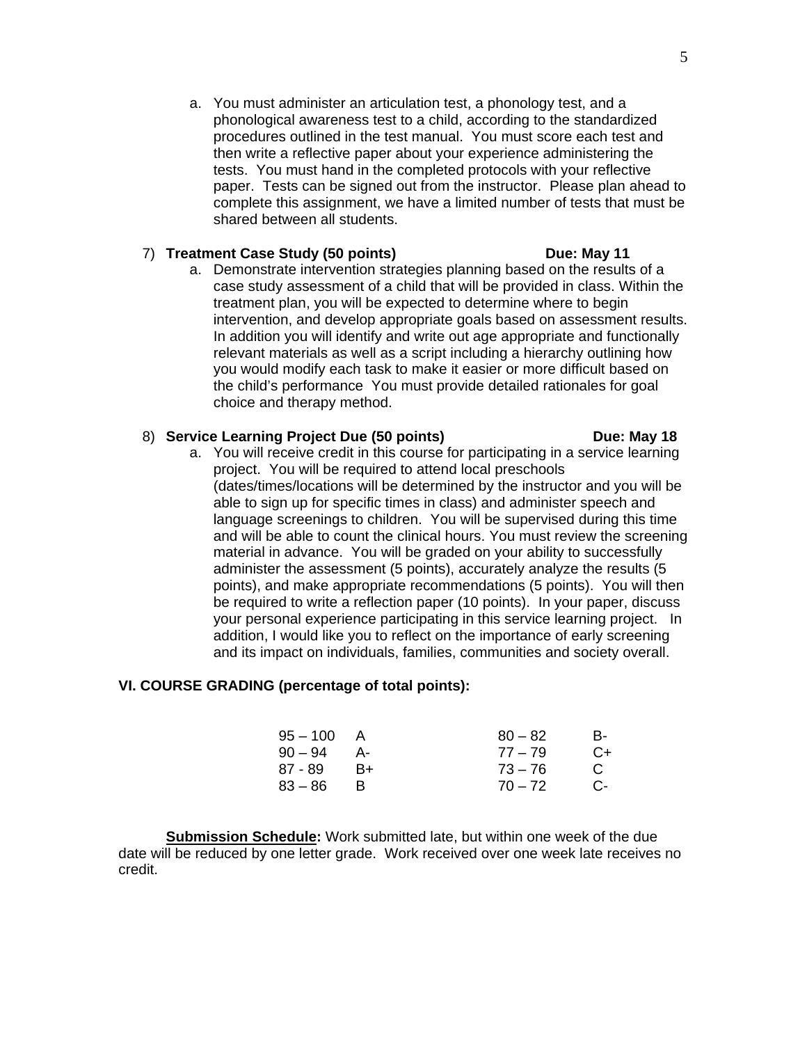a. You must administer an articulation test, a phonology test, and a phonological awareness test to a child, according to the standardized procedures outlined in the test manual. You must score each test and then write a reflective paper about your experience administering the tests. You must hand in the completed protocols with your reflective paper. Tests can be signed out from the instructor. Please plan ahead to complete this assignment, we have a limited number of tests that must be shared between all students.

7) **Treatment Case Study (50 points)** **Due: May 11**

a. Demonstrate intervention strategies planning based on the results of a case study assessment of a child that will be provided in class. Within the treatment plan, you will be expected to determine where to begin intervention, and develop appropriate goals based on assessment results. In addition you will identify and write out age appropriate and functionally relevant materials as well as a script including a hierarchy outlining how you would modify each task to make it easier or more difficult based on the child's performance You must provide detailed rationales for goal choice and therapy method.

8) **Service Learning Project Due (50 points)** **Due: May 18**

a. You will receive credit in this course for participating in a service learning project. You will be required to attend local preschools (dates/times/locations will be determined by the instructor and you will be able to sign up for specific times in class) and administer speech and language screenings to children. You will be supervised during this time and will be able to count the clinical hours. You must review the screening material in advance. You will be graded on your ability to successfully administer the assessment (5 points), accurately analyze the results (5 points), and make appropriate recommendations (5 points). You will then be required to write a reflection paper (10 points). In your paper, discuss your personal experience participating in this service learning project. In addition, I would like you to reflect on the importance of early screening and its impact on individuals, families, communities and society overall.

## VI. COURSE GRADING (percentage of total points):

| | | | |
|---|---|---|---|
| 95 – 100 | A | 80 – 82 | B- |
| 90 – 94 | A- | 77 – 79 | C+ |
| 87 - 89 | B+ | 73 – 76 | C |
| 83 – 86 | B | 70 – 72 | C- |

**Submission Schedule:** Work submitted late, but within one week of the due date will be reduced by one letter grade. Work received over one week late receives no credit.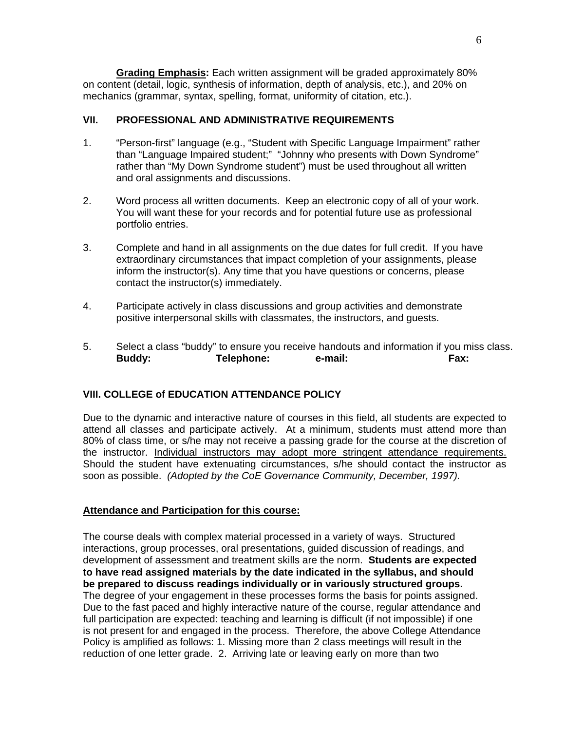**<u>Grading Emphasis</u>:** Each written assignment will be graded approximately 80% on content (detail, logic, synthesis of information, depth of analysis, etc.), and 20% on mechanics (grammar, syntax, spelling, format, uniformity of citation, etc.).

## VII. PROFESSIONAL AND ADMINISTRATIVE REQUIREMENTS

1. "Person-first" language (e.g., "Student with Specific Language Impairment" rather than "Language Impaired student;" "Johnny who presents with Down Syndrome" rather than "My Down Syndrome student") must be used throughout all written and oral assignments and discussions.

2. Word process all written documents. Keep an electronic copy of all of your work. You will want these for your records and for potential future use as professional portfolio entries.

3. Complete and hand in all assignments on the due dates for full credit. If you have extraordinary circumstances that impact completion of your assignments, please inform the instructor(s). Any time that you have questions or concerns, please contact the instructor(s) immediately.

4. Participate actively in class discussions and group activities and demonstrate positive interpersonal skills with classmates, the instructors, and guests.

5. Select a class "buddy" to ensure you receive handouts and information if you miss class.
   **Buddy: Telephone: e-mail: Fax:**

## VIII. COLLEGE of EDUCATION ATTENDANCE POLICY

Due to the dynamic and interactive nature of courses in this field, all students are expected to attend all classes and participate actively. At a minimum, students must attend more than 80% of class time, or s/he may not receive a passing grade for the course at the discretion of the instructor. <u>Individual instructors may adopt more stringent attendance requirements.</u> Should the student have extenuating circumstances, s/he should contact the instructor as soon as possible. *(Adopted by the CoE Governance Community, December, 1997).*

**<u>Attendance and Participation for this course:</u>**

The course deals with complex material processed in a variety of ways. Structured interactions, group processes, oral presentations, guided discussion of readings, and development of assessment and treatment skills are the norm. **Students are expected to have read assigned materials by the date indicated in the syllabus, and should be prepared to discuss readings individually or in variously structured groups.** The degree of your engagement in these processes forms the basis for points assigned. Due to the fast paced and highly interactive nature of the course, regular attendance and full participation are expected: teaching and learning is difficult (if not impossible) if one is not present for and engaged in the process. Therefore, the above College Attendance Policy is amplified as follows: 1. Missing more than 2 class meetings will result in the reduction of one letter grade. 2. Arriving late or leaving early on more than two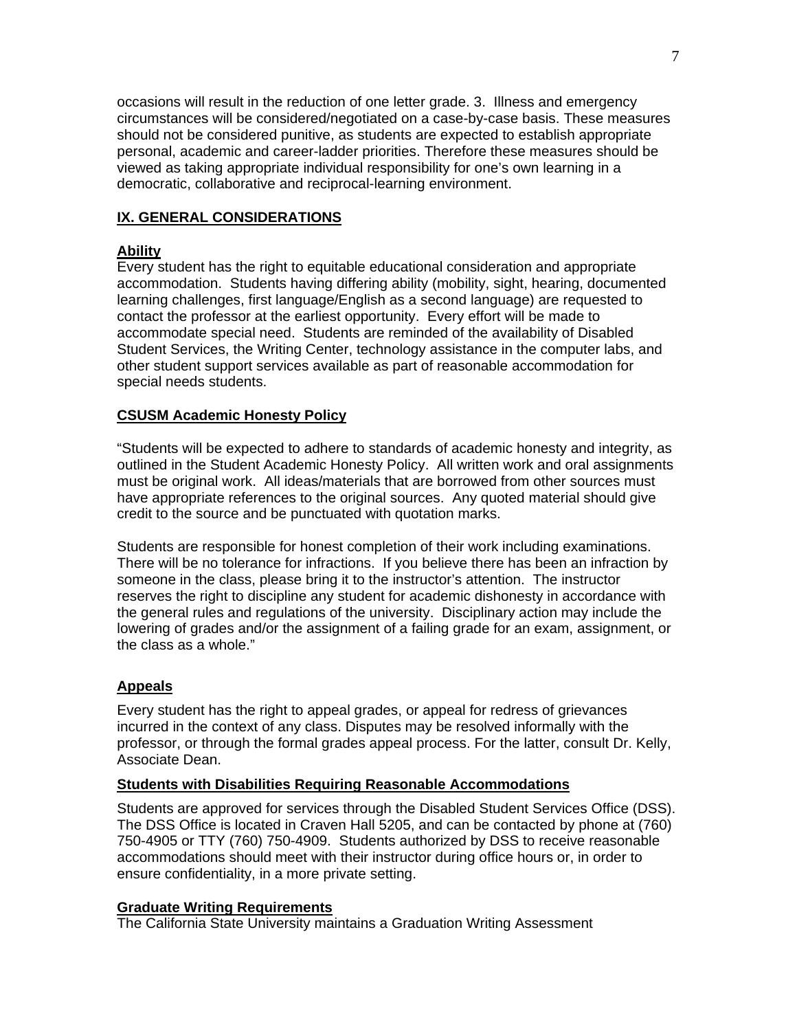occasions will result in the reduction of one letter grade. 3. Illness and emergency circumstances will be considered/negotiated on a case-by-case basis. These measures should not be considered punitive, as students are expected to establish appropriate personal, academic and career-ladder priorities. Therefore these measures should be viewed as taking appropriate individual responsibility for one's own learning in a democratic, collaborative and reciprocal-learning environment.

## IX. GENERAL CONSIDERATIONS

### Ability

Every student has the right to equitable educational consideration and appropriate accommodation. Students having differing ability (mobility, sight, hearing, documented learning challenges, first language/English as a second language) are requested to contact the professor at the earliest opportunity. Every effort will be made to accommodate special need. Students are reminded of the availability of Disabled Student Services, the Writing Center, technology assistance in the computer labs, and other student support services available as part of reasonable accommodation for special needs students.

### CSUSM Academic Honesty Policy

"Students will be expected to adhere to standards of academic honesty and integrity, as outlined in the Student Academic Honesty Policy. All written work and oral assignments must be original work. All ideas/materials that are borrowed from other sources must have appropriate references to the original sources. Any quoted material should give credit to the source and be punctuated with quotation marks.

Students are responsible for honest completion of their work including examinations. There will be no tolerance for infractions. If you believe there has been an infraction by someone in the class, please bring it to the instructor's attention. The instructor reserves the right to discipline any student for academic dishonesty in accordance with the general rules and regulations of the university. Disciplinary action may include the lowering of grades and/or the assignment of a failing grade for an exam, assignment, or the class as a whole."

### Appeals

Every student has the right to appeal grades, or appeal for redress of grievances incurred in the context of any class. Disputes may be resolved informally with the professor, or through the formal grades appeal process. For the latter, consult Dr. Kelly, Associate Dean.

### Students with Disabilities Requiring Reasonable Accommodations

Students are approved for services through the Disabled Student Services Office (DSS). The DSS Office is located in Craven Hall 5205, and can be contacted by phone at (760) 750-4905 or TTY (760) 750-4909. Students authorized by DSS to receive reasonable accommodations should meet with their instructor during office hours or, in order to ensure confidentiality, in a more private setting.

### Graduate Writing Requirements

The California State University maintains a Graduation Writing Assessment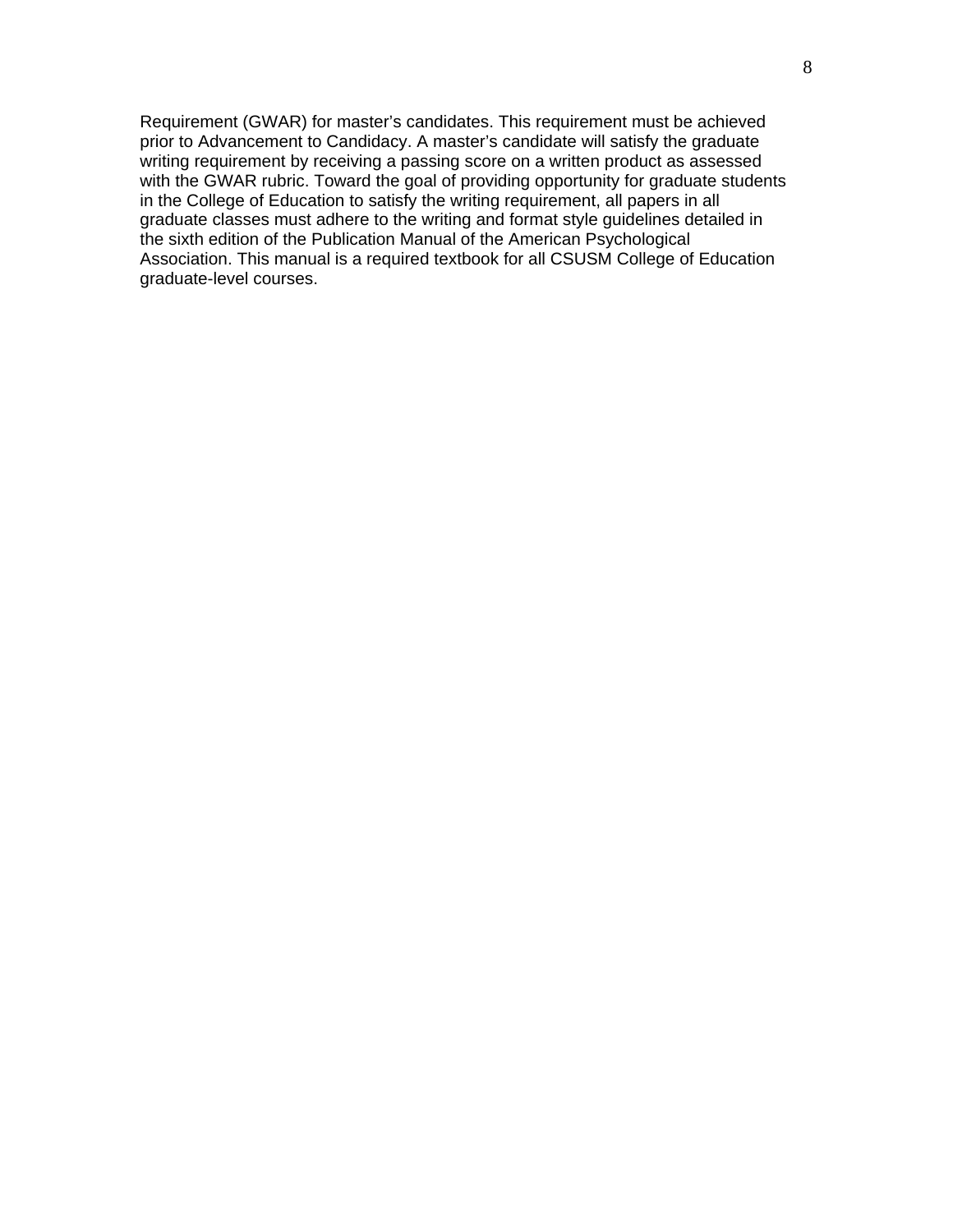Requirement (GWAR) for master's candidates. This requirement must be achieved prior to Advancement to Candidacy. A master's candidate will satisfy the graduate writing requirement by receiving a passing score on a written product as assessed with the GWAR rubric. Toward the goal of providing opportunity for graduate students in the College of Education to satisfy the writing requirement, all papers in all graduate classes must adhere to the writing and format style guidelines detailed in the sixth edition of the Publication Manual of the American Psychological Association. This manual is a required textbook for all CSUSM College of Education graduate-level courses.